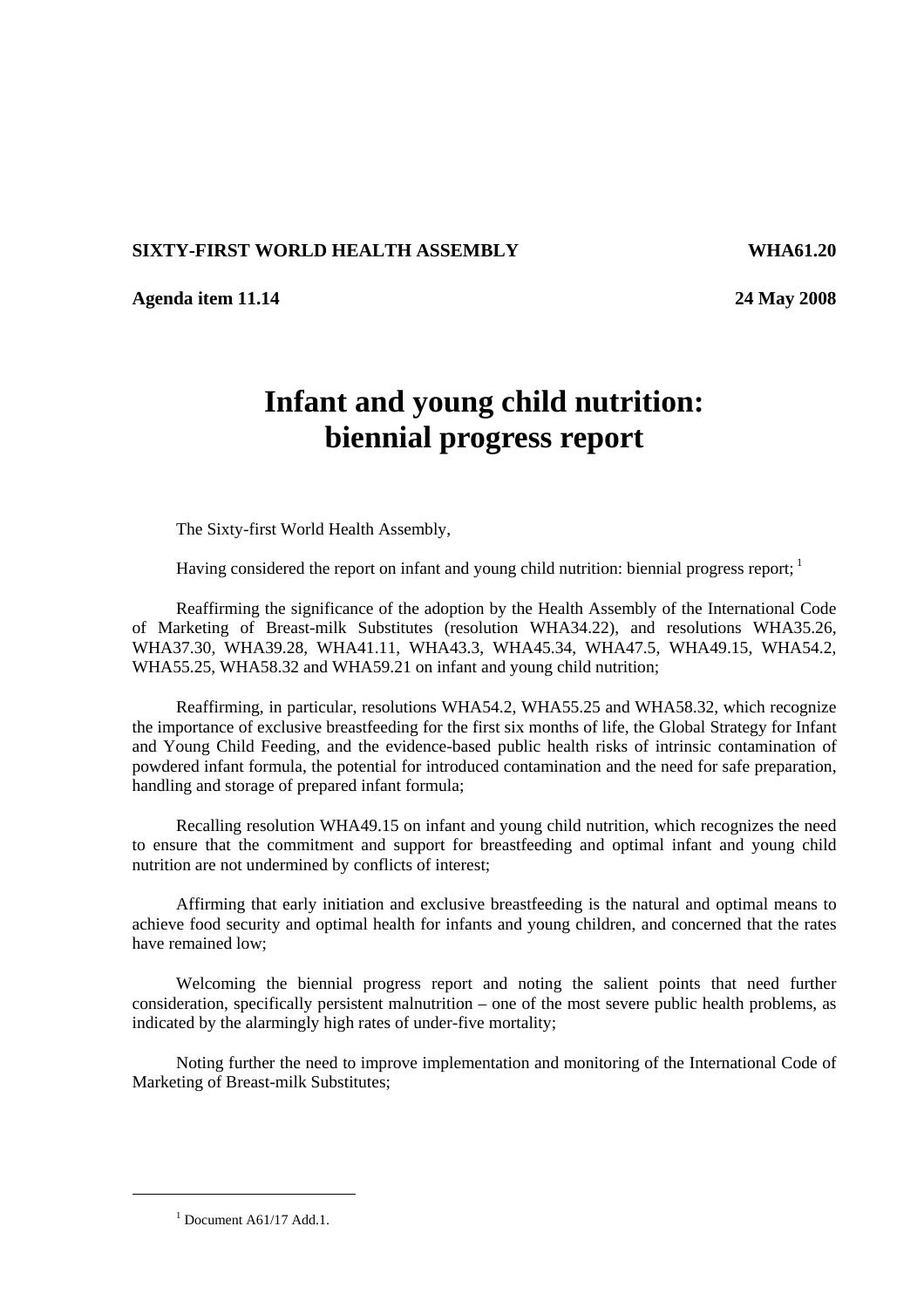**SIXTY-FIRST WORLD HEALTH ASSEMBLY** **WHA61.20**

**Agenda item 11.14** **24 May 2008**

# Infant and young child nutrition: biennial progress report

The Sixty-first World Health Assembly,

Having considered the report on infant and young child nutrition: biennial progress report; [1]

Reaffirming the significance of the adoption by the Health Assembly of the International Code of Marketing of Breast-milk Substitutes (resolution WHA34.22), and resolutions WHA35.26, WHA37.30, WHA39.28, WHA41.11, WHA43.3, WHA45.34, WHA47.5, WHA49.15, WHA54.2, WHA55.25, WHA58.32 and WHA59.21 on infant and young child nutrition;

Reaffirming, in particular, resolutions WHA54.2, WHA55.25 and WHA58.32, which recognize the importance of exclusive breastfeeding for the first six months of life, the Global Strategy for Infant and Young Child Feeding, and the evidence-based public health risks of intrinsic contamination of powdered infant formula, the potential for introduced contamination and the need for safe preparation, handling and storage of prepared infant formula;

Recalling resolution WHA49.15 on infant and young child nutrition, which recognizes the need to ensure that the commitment and support for breastfeeding and optimal infant and young child nutrition are not undermined by conflicts of interest;

Affirming that early initiation and exclusive breastfeeding is the natural and optimal means to achieve food security and optimal health for infants and young children, and concerned that the rates have remained low;

Welcoming the biennial progress report and noting the salient points that need further consideration, specifically persistent malnutrition – one of the most severe public health problems, as indicated by the alarmingly high rates of under-five mortality;

Noting further the need to improve implementation and monitoring of the International Code of Marketing of Breast-milk Substitutes;

---

[1] Document A61/17 Add.1.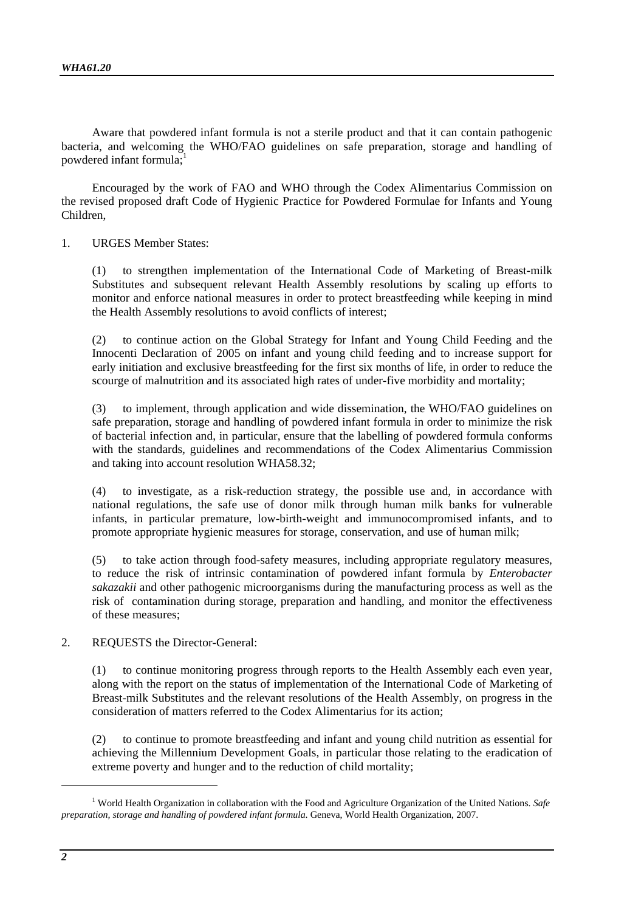Aware that powdered infant formula is not a sterile product and that it can contain pathogenic bacteria, and welcoming the WHO/FAO guidelines on safe preparation, storage and handling of powdered infant formula;[1]

Encouraged by the work of FAO and WHO through the Codex Alimentarius Commission on the revised proposed draft Code of Hygienic Practice for Powdered Formulae for Infants and Young Children,

1. URGES Member States:

(1) to strengthen implementation of the International Code of Marketing of Breast-milk Substitutes and subsequent relevant Health Assembly resolutions by scaling up efforts to monitor and enforce national measures in order to protect breastfeeding while keeping in mind the Health Assembly resolutions to avoid conflicts of interest;

(2) to continue action on the Global Strategy for Infant and Young Child Feeding and the Innocenti Declaration of 2005 on infant and young child feeding and to increase support for early initiation and exclusive breastfeeding for the first six months of life, in order to reduce the scourge of malnutrition and its associated high rates of under-five morbidity and mortality;

(3) to implement, through application and wide dissemination, the WHO/FAO guidelines on safe preparation, storage and handling of powdered infant formula in order to minimize the risk of bacterial infection and, in particular, ensure that the labelling of powdered formula conforms with the standards, guidelines and recommendations of the Codex Alimentarius Commission and taking into account resolution WHA58.32;

(4) to investigate, as a risk-reduction strategy, the possible use and, in accordance with national regulations, the safe use of donor milk through human milk banks for vulnerable infants, in particular premature, low-birth-weight and immunocompromised infants, and to promote appropriate hygienic measures for storage, conservation, and use of human milk;

(5) to take action through food-safety measures, including appropriate regulatory measures, to reduce the risk of intrinsic contamination of powdered infant formula by *Enterobacter sakazakii* and other pathogenic microorganisms during the manufacturing process as well as the risk of contamination during storage, preparation and handling, and monitor the effectiveness of these measures;

2. REQUESTS the Director-General:

(1) to continue monitoring progress through reports to the Health Assembly each even year, along with the report on the status of implementation of the International Code of Marketing of Breast-milk Substitutes and the relevant resolutions of the Health Assembly, on progress in the consideration of matters referred to the Codex Alimentarius for its action;

(2) to continue to promote breastfeeding and infant and young child nutrition as essential for achieving the Millennium Development Goals, in particular those relating to the eradication of extreme poverty and hunger and to the reduction of child mortality;

---

[1] World Health Organization in collaboration with the Food and Agriculture Organization of the United Nations. *Safe preparation, storage and handling of powdered infant formula*. Geneva, World Health Organization, 2007.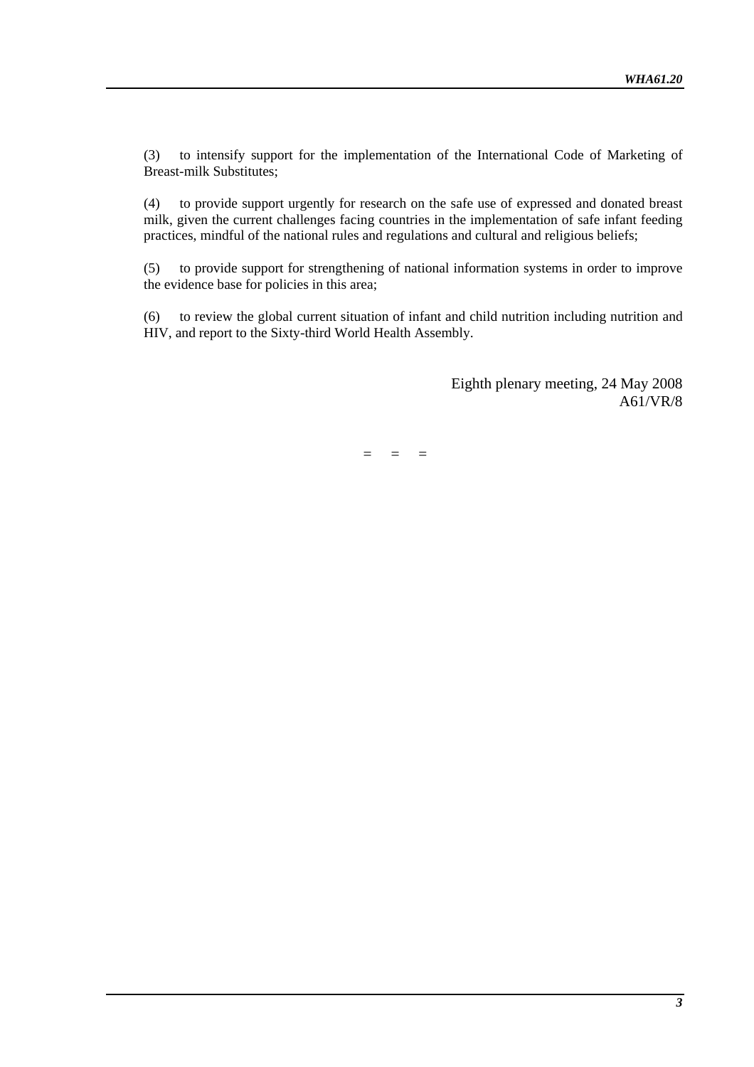(3) to intensify support for the implementation of the International Code of Marketing of Breast-milk Substitutes;

(4) to provide support urgently for research on the safe use of expressed and donated breast milk, given the current challenges facing countries in the implementation of safe infant feeding practices, mindful of the national rules and regulations and cultural and religious beliefs;

(5) to provide support for strengthening of national information systems in order to improve the evidence base for policies in this area;

(6) to review the global current situation of infant and child nutrition including nutrition and HIV, and report to the Sixty-third World Health Assembly.

Eighth plenary meeting, 24 May 2008
A61/VR/8

= = =